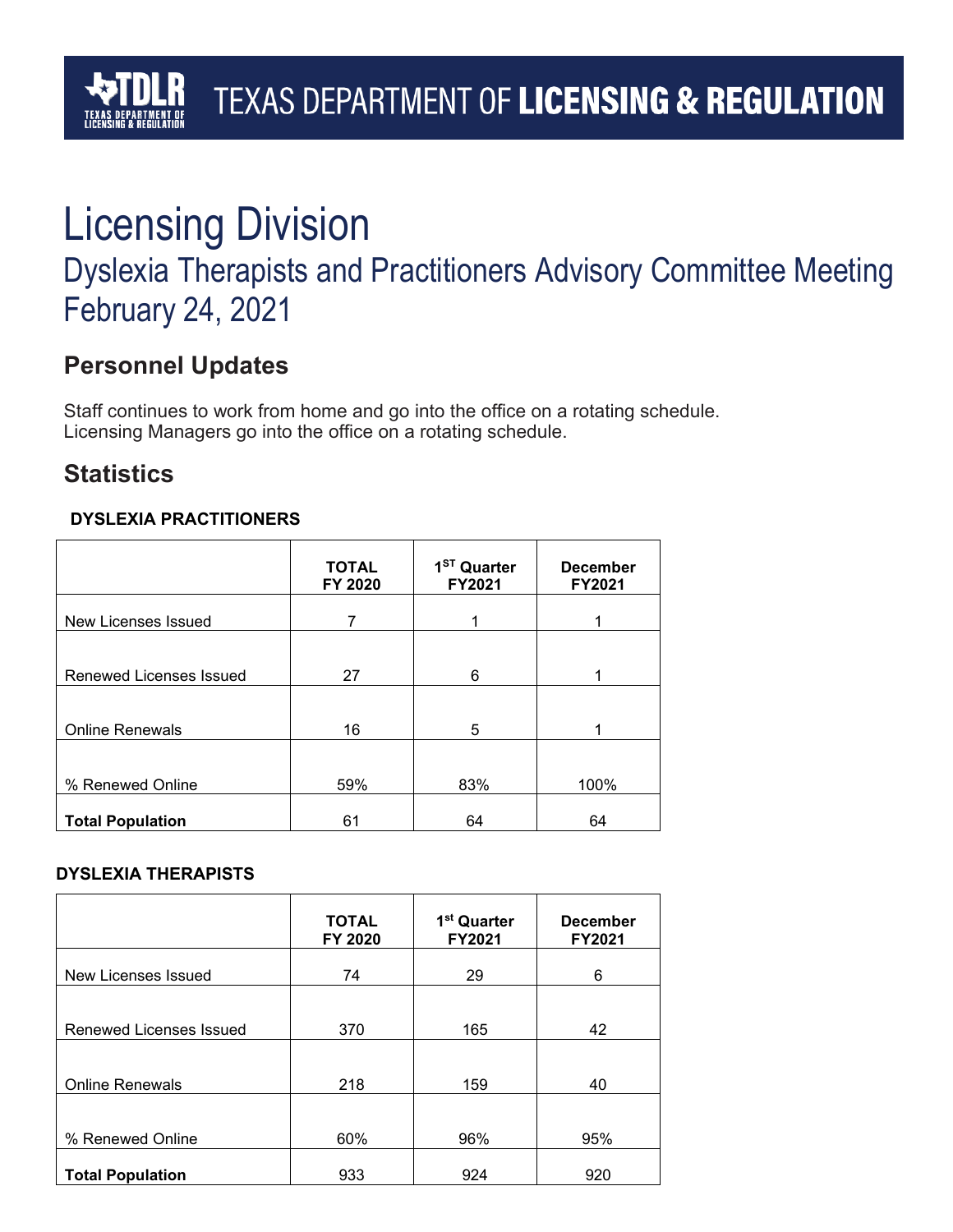TEXAS DEPARTMENT OF **LICENSING & REGULATION**

# Licensing Division

## Dyslexia Therapists and Practitioners Advisory Committee Meeting
## February 24, 2021

## Personnel Updates

Staff continues to work from home and go into the office on a rotating schedule.
Licensing Managers go into the office on a rotating schedule.

## Statistics

**DYSLEXIA PRACTITIONERS**

| | TOTAL FY 2020 | 1ST Quarter FY2021 | December FY2021 |
|---|---|---|---|
| New Licenses Issued | 7 | 1 | 1 |
| Renewed Licenses Issued | 27 | 6 | 1 |
| Online Renewals | 16 | 5 | 1 |
| % Renewed Online | 59% | 83% | 100% |
| **Total Population** | 61 | 64 | 64 |

**DYSLEXIA THERAPISTS**

| | TOTAL FY 2020 | 1st Quarter FY2021 | December FY2021 |
|---|---|---|---|
| New Licenses Issued | 74 | 29 | 6 |
| Renewed Licenses Issued | 370 | 165 | 42 |
| Online Renewals | 218 | 159 | 40 |
| % Renewed Online | 60% | 96% | 95% |
| **Total Population** | 933 | 924 | 920 |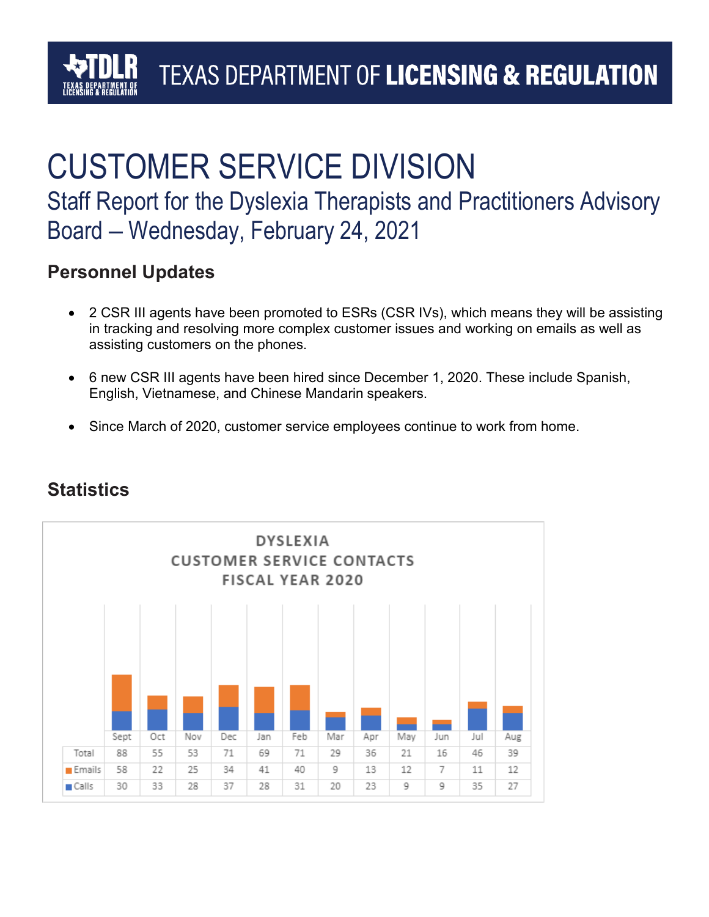# CUSTOMER SERVICE DIVISION

## Staff Report for the Dyslexia Therapists and Practitioners Advisory Board – Wednesday, February 24, 2021

### Personnel Updates

- 2 CSR III agents have been promoted to ESRs (CSR IVs), which means they will be assisting in tracking and resolving more complex customer issues and working on emails as well as assisting customers on the phones.
- 6 new CSR III agents have been hired since December 1, 2020. These include Spanish, English, Vietnamese, and Chinese Mandarin speakers.
- Since March of 2020, customer service employees continue to work from home.

### Statistics

DYSLEXIA
CUSTOMER SERVICE CONTACTS
FISCAL YEAR 2020

| | Sept | Oct | Nov | Dec | Jan | Feb | Mar | Apr | May | Jun | Jul | Aug |
|---|---|---|---|---|---|---|---|---|---|---|---|---|
| Total | 88 | 55 | 53 | 71 | 69 | 71 | 29 | 36 | 21 | 16 | 46 | 39 |
| Emails | 58 | 22 | 25 | 34 | 41 | 40 | 9 | 13 | 12 | 7 | 11 | 12 |
| Calls | 30 | 33 | 28 | 37 | 28 | 31 | 20 | 23 | 9 | 9 | 35 | 27 |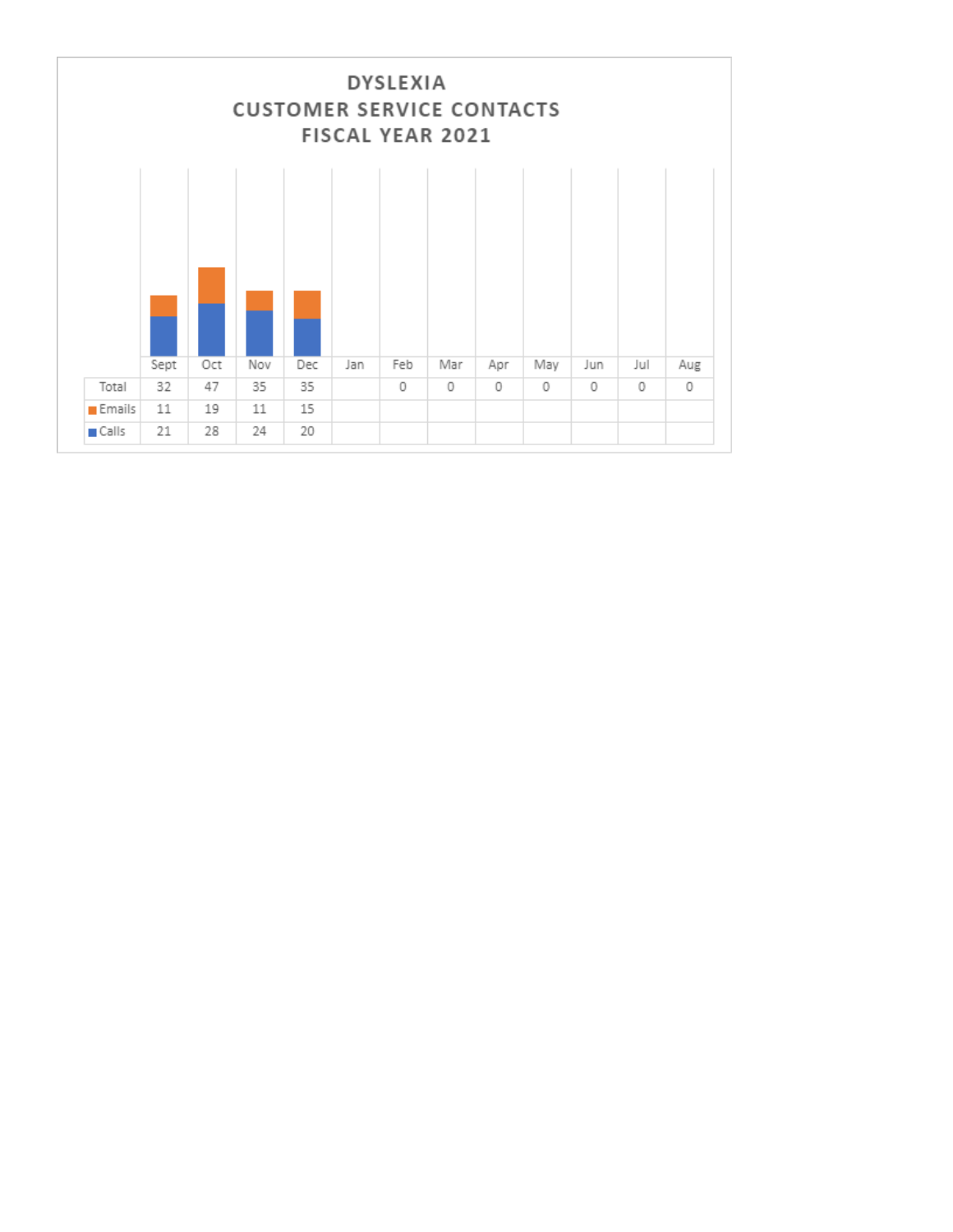# DYSLEXIA
## CUSTOMER SERVICE CONTACTS
## FISCAL YEAR 2021

| | Sept | Oct | Nov | Dec | Jan | Feb | Mar | Apr | May | Jun | Jul | Aug |
|---|---|---|---|---|---|---|---|---|---|---|---|---|
| Total | 32 | 47 | 35 | 35 | | 0 | 0 | 0 | 0 | 0 | 0 | 0 |
| Emails | 11 | 19 | 11 | 15 | | | | | | | | |
| Calls | 21 | 28 | 24 | 20 | | | | | | | | |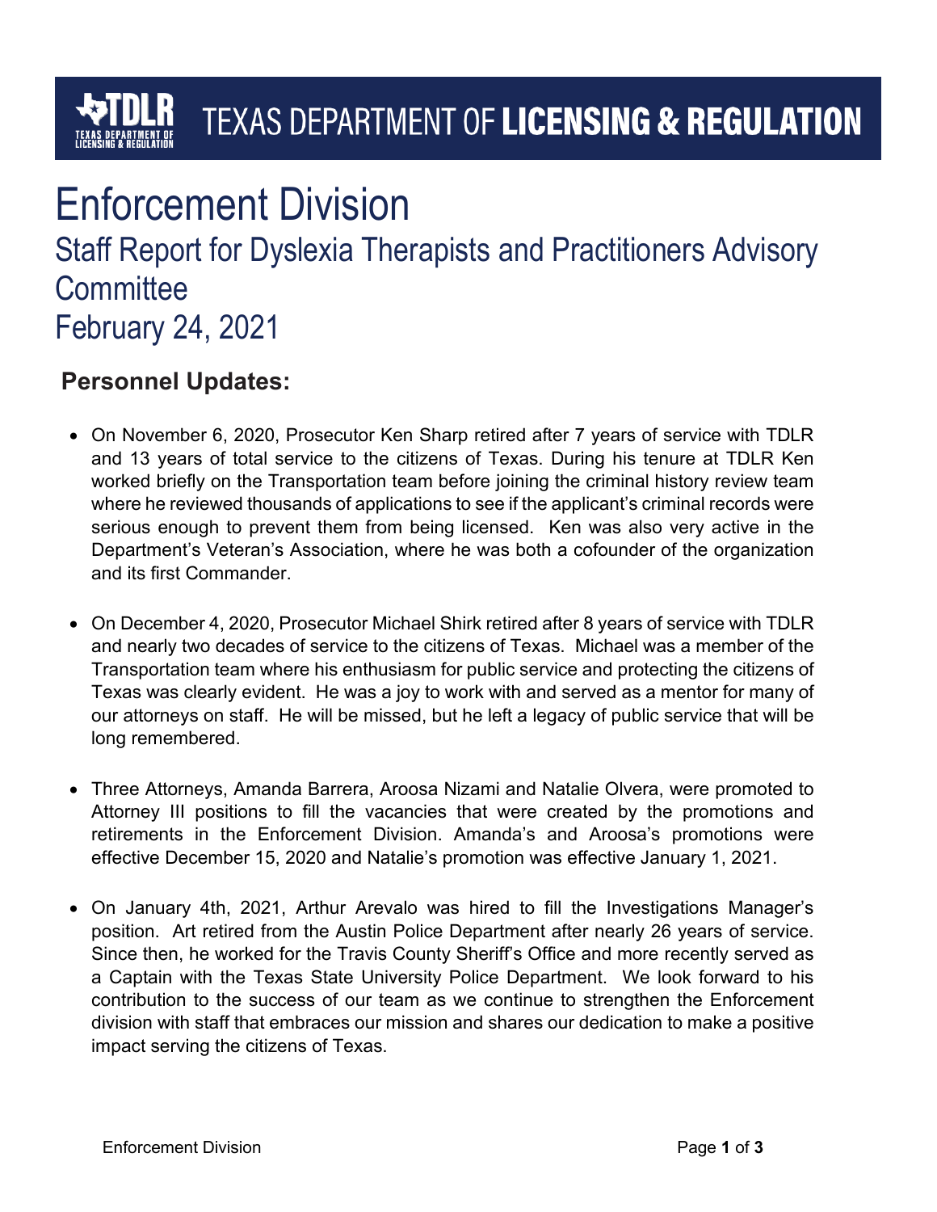TEXAS DEPARTMENT OF **LICENSING & REGULATION**

# Enforcement Division

## Staff Report for Dyslexia Therapists and Practitioners Advisory Committee

## February 24, 2021

### Personnel Updates:

- On November 6, 2020, Prosecutor Ken Sharp retired after 7 years of service with TDLR and 13 years of total service to the citizens of Texas. During his tenure at TDLR Ken worked briefly on the Transportation team before joining the criminal history review team where he reviewed thousands of applications to see if the applicant's criminal records were serious enough to prevent them from being licensed. Ken was also very active in the Department's Veteran's Association, where he was both a cofounder of the organization and its first Commander.

- On December 4, 2020, Prosecutor Michael Shirk retired after 8 years of service with TDLR and nearly two decades of service to the citizens of Texas. Michael was a member of the Transportation team where his enthusiasm for public service and protecting the citizens of Texas was clearly evident. He was a joy to work with and served as a mentor for many of our attorneys on staff. He will be missed, but he left a legacy of public service that will be long remembered.

- Three Attorneys, Amanda Barrera, Aroosa Nizami and Natalie Olvera, were promoted to Attorney III positions to fill the vacancies that were created by the promotions and retirements in the Enforcement Division. Amanda's and Aroosa's promotions were effective December 15, 2020 and Natalie's promotion was effective January 1, 2021.

- On January 4th, 2021, Arthur Arevalo was hired to fill the Investigations Manager's position. Art retired from the Austin Police Department after nearly 26 years of service. Since then, he worked for the Travis County Sheriff's Office and more recently served as a Captain with the Texas State University Police Department. We look forward to his contribution to the success of our team as we continue to strengthen the Enforcement division with staff that embraces our mission and shares our dedication to make a positive impact serving the citizens of Texas.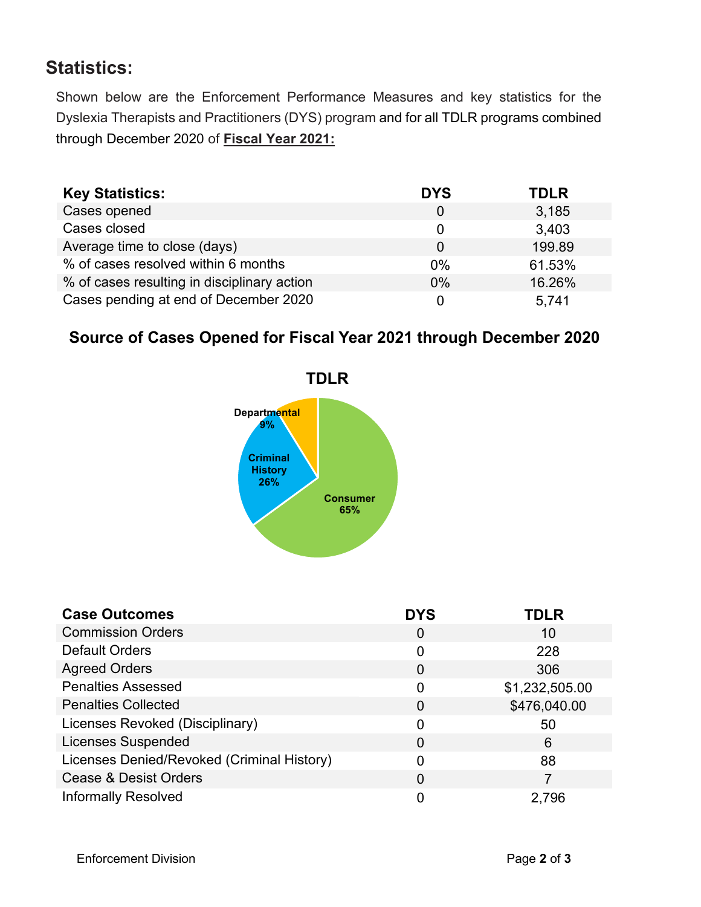## Statistics:

Shown below are the Enforcement Performance Measures and key statistics for the Dyslexia Therapists and Practitioners (DYS) program and for all TDLR programs combined through December 2020 of **Fiscal Year 2021:**

| Key Statistics: | DYS | TDLR |
|---|---|---|
| Cases opened | 0 | 3,185 |
| Cases closed | 0 | 3,403 |
| Average time to close (days) | 0 | 199.89 |
| % of cases resolved within 6 months | 0% | 61.53% |
| % of cases resulting in disciplinary action | 0% | 16.26% |
| Cases pending at end of December 2020 | 0 | 5,741 |

### Source of Cases Opened for Fiscal Year 2021 through December 2020

**TDLR**

- Departmental 9%
- Criminal History 26%
- Consumer 65%

| Case Outcomes | DYS | TDLR |
|---|---|---|
| Commission Orders | 0 | 10 |
| Default Orders | 0 | 228 |
| Agreed Orders | 0 | 306 |
| Penalties Assessed | 0 | $1,232,505.00 |
| Penalties Collected | 0 | $476,040.00 |
| Licenses Revoked (Disciplinary) | 0 | 50 |
| Licenses Suspended | 0 | 6 |
| Licenses Denied/Revoked (Criminal History) | 0 | 88 |
| Cease & Desist Orders | 0 | 7 |
| Informally Resolved | 0 | 2,796 |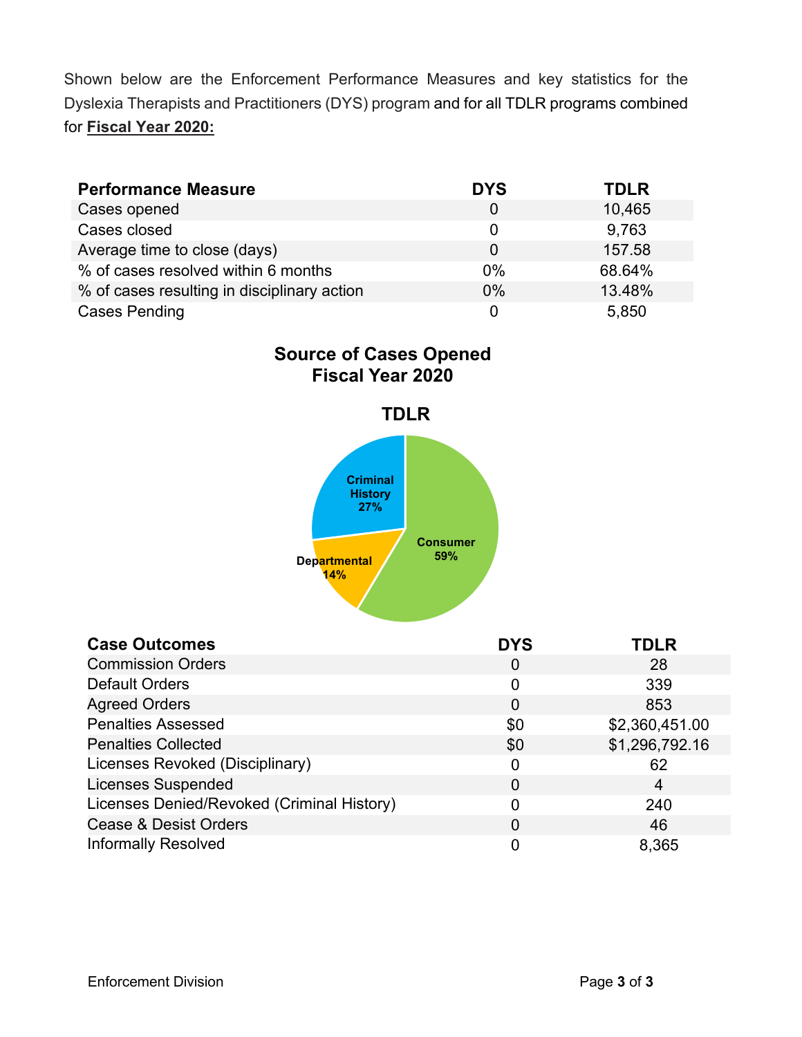Shown below are the Enforcement Performance Measures and key statistics for the Dyslexia Therapists and Practitioners (DYS) program and for all TDLR programs combined for **Fiscal Year 2020:**

| Performance Measure | DYS | TDLR |
|---|---|---|
| Cases opened | 0 | 10,465 |
| Cases closed | 0 | 9,763 |
| Average time to close (days) | 0 | 157.58 |
| % of cases resolved within 6 months | 0% | 68.64% |
| % of cases resulting in disciplinary action | 0% | 13.48% |
| Cases Pending | 0 | 5,850 |

**Source of Cases Opened**
**Fiscal Year 2020**

**TDLR**

Criminal History 27%

Departmental 14%

Consumer 59%

| Case Outcomes | DYS | TDLR |
|---|---|---|
| Commission Orders | 0 | 28 |
| Default Orders | 0 | 339 |
| Agreed Orders | 0 | 853 |
| Penalties Assessed | $0 | $2,360,451.00 |
| Penalties Collected | $0 | $1,296,792.16 |
| Licenses Revoked (Disciplinary) | 0 | 62 |
| Licenses Suspended | 0 | 4 |
| Licenses Denied/Revoked (Criminal History) | 0 | 240 |
| Cease & Desist Orders | 0 | 46 |
| Informally Resolved | 0 | 8,365 |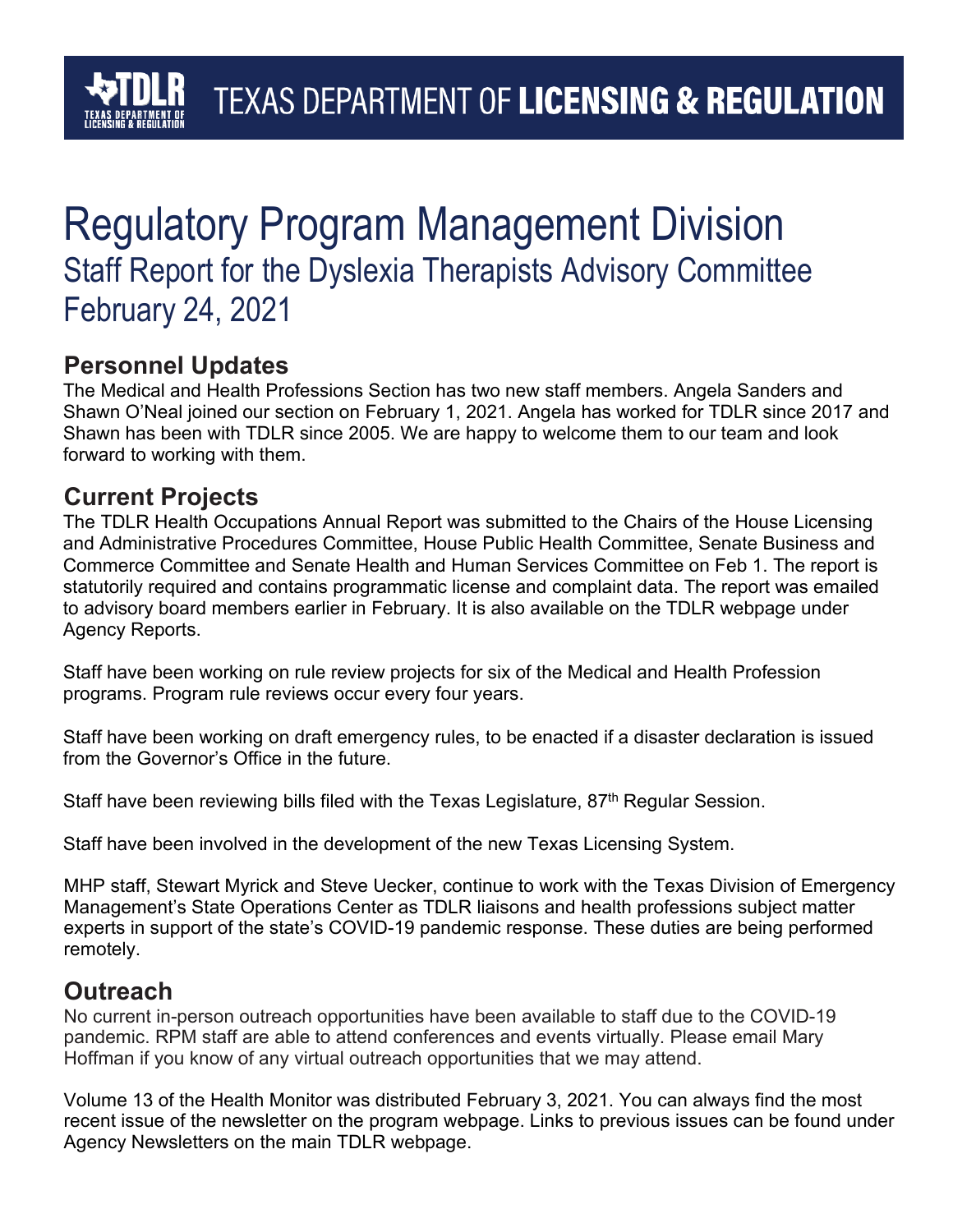TEXAS DEPARTMENT OF **LICENSING & REGULATION**

# Regulatory Program Management Division

## Staff Report for the Dyslexia Therapists Advisory Committee
## February 24, 2021

### Personnel Updates

The Medical and Health Professions Section has two new staff members. Angela Sanders and Shawn O'Neal joined our section on February 1, 2021. Angela has worked for TDLR since 2017 and Shawn has been with TDLR since 2005. We are happy to welcome them to our team and look forward to working with them.

### Current Projects

The TDLR Health Occupations Annual Report was submitted to the Chairs of the House Licensing and Administrative Procedures Committee, House Public Health Committee, Senate Business and Commerce Committee and Senate Health and Human Services Committee on Feb 1. The report is statutorily required and contains programmatic license and complaint data. The report was emailed to advisory board members earlier in February. It is also available on the TDLR webpage under Agency Reports.

Staff have been working on rule review projects for six of the Medical and Health Profession programs. Program rule reviews occur every four years.

Staff have been working on draft emergency rules, to be enacted if a disaster declaration is issued from the Governor's Office in the future.

Staff have been reviewing bills filed with the Texas Legislature, 87th Regular Session.

Staff have been involved in the development of the new Texas Licensing System.

MHP staff, Stewart Myrick and Steve Uecker, continue to work with the Texas Division of Emergency Management's State Operations Center as TDLR liaisons and health professions subject matter experts in support of the state's COVID-19 pandemic response. These duties are being performed remotely.

### Outreach

No current in-person outreach opportunities have been available to staff due to the COVID-19 pandemic. RPM staff are able to attend conferences and events virtually. Please email Mary Hoffman if you know of any virtual outreach opportunities that we may attend.

Volume 13 of the Health Monitor was distributed February 3, 2021. You can always find the most recent issue of the newsletter on the program webpage. Links to previous issues can be found under Agency Newsletters on the main TDLR webpage.